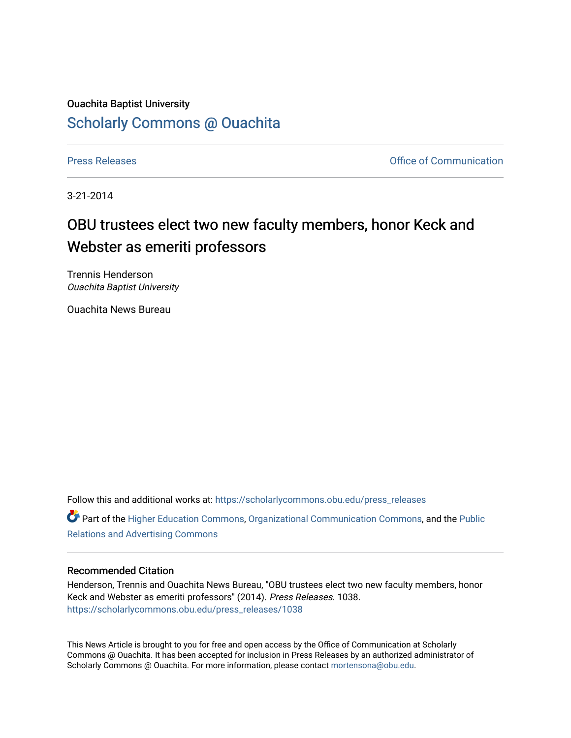Ouachita Baptist University

# Scholarly Commons @ Ouachita

Press Releases

Office of Communication

3-21-2014

# OBU trustees elect two new faculty members, honor Keck and Webster as emeriti professors

Trennis Henderson
*Ouachita Baptist University*

Ouachita News Bureau

Follow this and additional works at: https://scholarlycommons.obu.edu/press_releases

Part of the Higher Education Commons, Organizational Communication Commons, and the Public Relations and Advertising Commons

## Recommended Citation

Henderson, Trennis and Ouachita News Bureau, "OBU trustees elect two new faculty members, honor Keck and Webster as emeriti professors" (2014). *Press Releases*. 1038.
https://scholarlycommons.obu.edu/press_releases/1038

This News Article is brought to you for free and open access by the Office of Communication at Scholarly Commons @ Ouachita. It has been accepted for inclusion in Press Releases by an authorized administrator of Scholarly Commons @ Ouachita. For more information, please contact mortensona@obu.edu.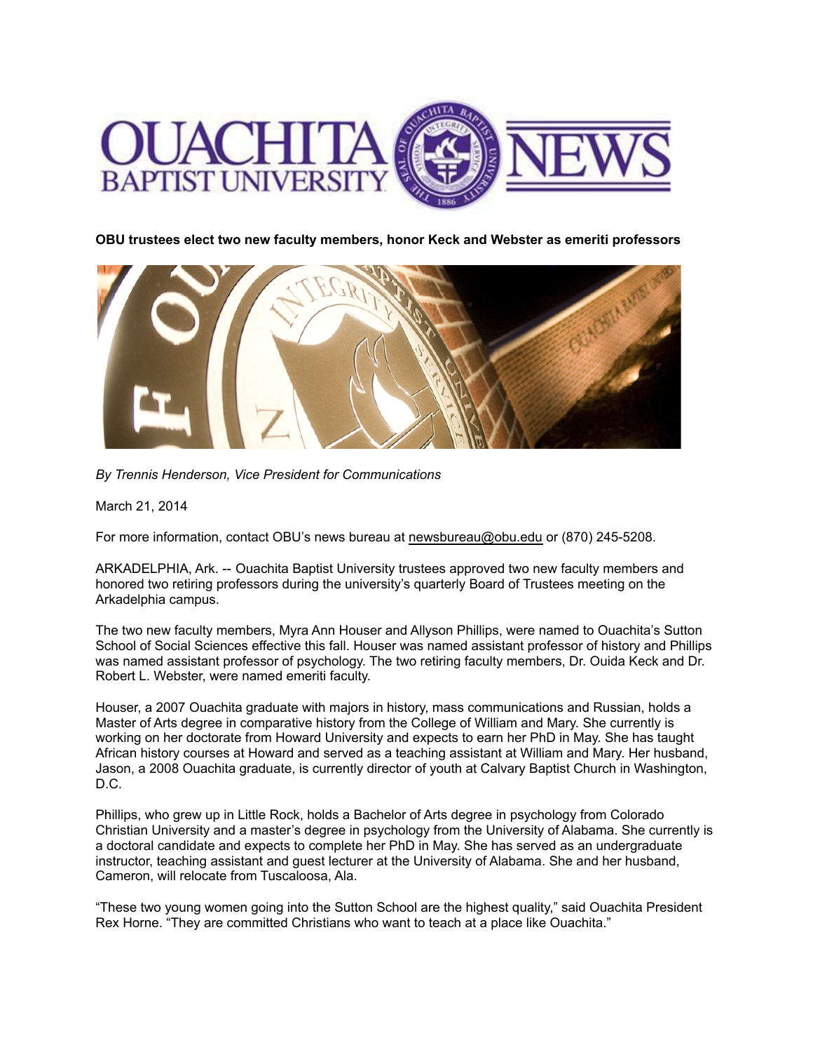**OBU trustees elect two new faculty members, honor Keck and Webster as emeriti professors**

*By Trennis Henderson, Vice President for Communications*

March 21, 2014

For more information, contact OBU's news bureau at newsbureau@obu.edu or (870) 245-5208.

ARKADELPHIA, Ark. -- Ouachita Baptist University trustees approved two new faculty members and honored two retiring professors during the university's quarterly Board of Trustees meeting on the Arkadelphia campus.

The two new faculty members, Myra Ann Houser and Allyson Phillips, were named to Ouachita's Sutton School of Social Sciences effective this fall. Houser was named assistant professor of history and Phillips was named assistant professor of psychology. The two retiring faculty members, Dr. Ouida Keck and Dr. Robert L. Webster, were named emeriti faculty.

Houser, a 2007 Ouachita graduate with majors in history, mass communications and Russian, holds a Master of Arts degree in comparative history from the College of William and Mary. She currently is working on her doctorate from Howard University and expects to earn her PhD in May. She has taught African history courses at Howard and served as a teaching assistant at William and Mary. Her husband, Jason, a 2008 Ouachita graduate, is currently director of youth at Calvary Baptist Church in Washington, D.C.

Phillips, who grew up in Little Rock, holds a Bachelor of Arts degree in psychology from Colorado Christian University and a master's degree in psychology from the University of Alabama. She currently is a doctoral candidate and expects to complete her PhD in May. She has served as an undergraduate instructor, teaching assistant and guest lecturer at the University of Alabama. She and her husband, Cameron, will relocate from Tuscaloosa, Ala.

"These two young women going into the Sutton School are the highest quality," said Ouachita President Rex Horne. "They are committed Christians who want to teach at a place like Ouachita."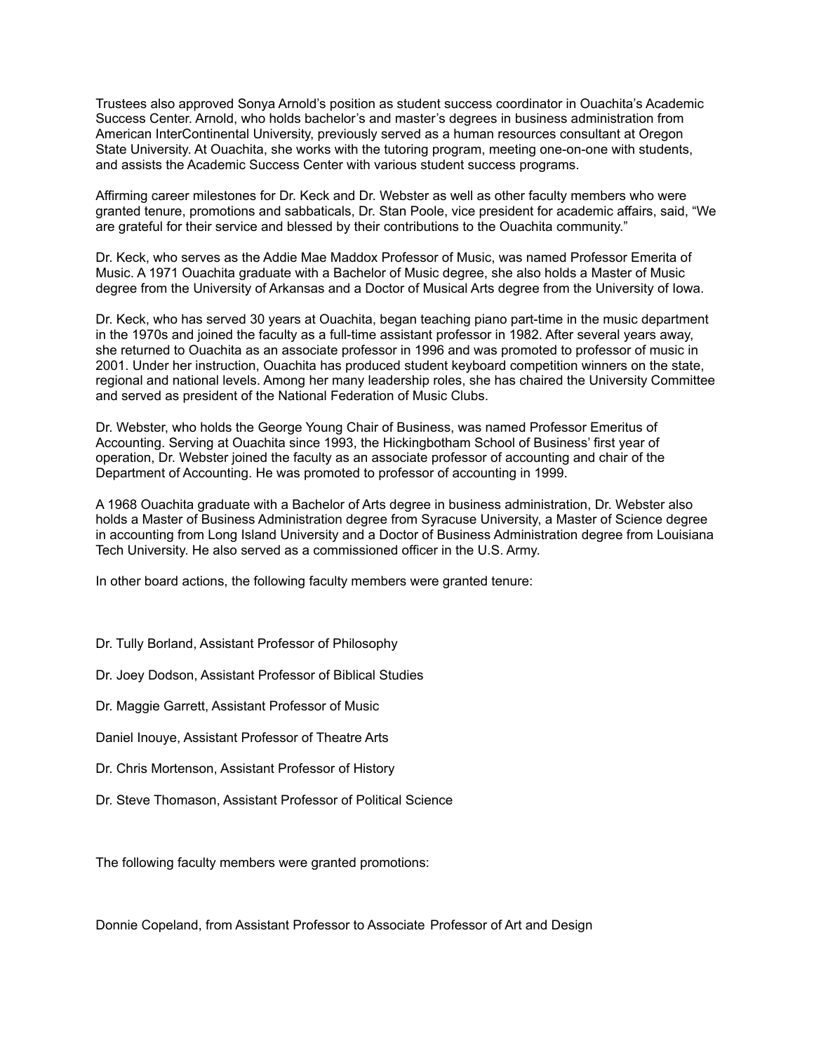Trustees also approved Sonya Arnold's position as student success coordinator in Ouachita's Academic Success Center. Arnold, who holds bachelor's and master's degrees in business administration from American InterContinental University, previously served as a human resources consultant at Oregon State University. At Ouachita, she works with the tutoring program, meeting one-on-one with students, and assists the Academic Success Center with various student success programs.

Affirming career milestones for Dr. Keck and Dr. Webster as well as other faculty members who were granted tenure, promotions and sabbaticals, Dr. Stan Poole, vice president for academic affairs, said, "We are grateful for their service and blessed by their contributions to the Ouachita community."

Dr. Keck, who serves as the Addie Mae Maddox Professor of Music, was named Professor Emerita of Music. A 1971 Ouachita graduate with a Bachelor of Music degree, she also holds a Master of Music degree from the University of Arkansas and a Doctor of Musical Arts degree from the University of Iowa.

Dr. Keck, who has served 30 years at Ouachita, began teaching piano part-time in the music department in the 1970s and joined the faculty as a full-time assistant professor in 1982. After several years away, she returned to Ouachita as an associate professor in 1996 and was promoted to professor of music in 2001. Under her instruction, Ouachita has produced student keyboard competition winners on the state, regional and national levels. Among her many leadership roles, she has chaired the University Committee and served as president of the National Federation of Music Clubs.

Dr. Webster, who holds the George Young Chair of Business, was named Professor Emeritus of Accounting. Serving at Ouachita since 1993, the Hickingbotham School of Business' first year of operation, Dr. Webster joined the faculty as an associate professor of accounting and chair of the Department of Accounting. He was promoted to professor of accounting in 1999.

A 1968 Ouachita graduate with a Bachelor of Arts degree in business administration, Dr. Webster also holds a Master of Business Administration degree from Syracuse University, a Master of Science degree in accounting from Long Island University and a Doctor of Business Administration degree from Louisiana Tech University. He also served as a commissioned officer in the U.S. Army.

In other board actions, the following faculty members were granted tenure:

Dr. Tully Borland, Assistant Professor of Philosophy

Dr. Joey Dodson, Assistant Professor of Biblical Studies

Dr. Maggie Garrett, Assistant Professor of Music

Daniel Inouye, Assistant Professor of Theatre Arts

Dr. Chris Mortenson, Assistant Professor of History

Dr. Steve Thomason, Assistant Professor of Political Science

The following faculty members were granted promotions:

Donnie Copeland, from Assistant Professor to Associate Professor of Art and Design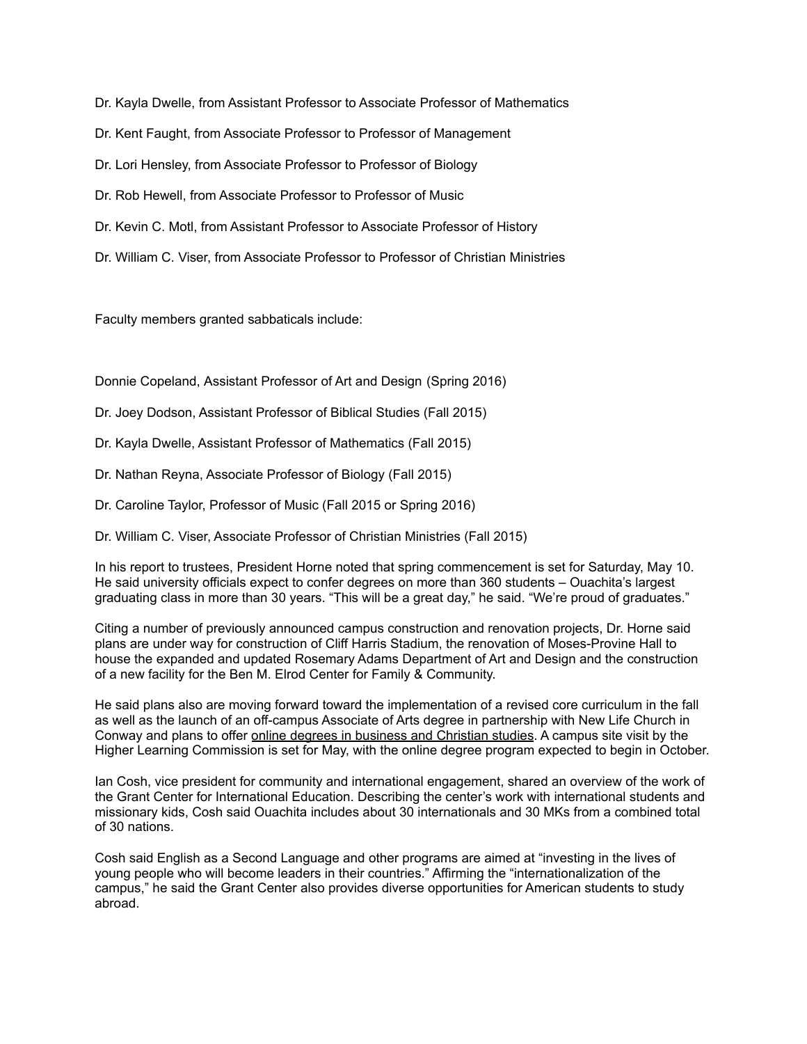Dr. Kayla Dwelle, from Assistant Professor to Associate Professor of Mathematics

Dr. Kent Faught, from Associate Professor to Professor of Management

Dr. Lori Hensley, from Associate Professor to Professor of Biology

Dr. Rob Hewell, from Associate Professor to Professor of Music

Dr. Kevin C. Motl, from Assistant Professor to Associate Professor of History

Dr. William C. Viser, from Associate Professor to Professor of Christian Ministries

Faculty members granted sabbaticals include:

Donnie Copeland, Assistant Professor of Art and Design (Spring 2016)

Dr. Joey Dodson, Assistant Professor of Biblical Studies (Fall 2015)

Dr. Kayla Dwelle, Assistant Professor of Mathematics (Fall 2015)

Dr. Nathan Reyna, Associate Professor of Biology (Fall 2015)

Dr. Caroline Taylor, Professor of Music (Fall 2015 or Spring 2016)

Dr. William C. Viser, Associate Professor of Christian Ministries (Fall 2015)

In his report to trustees, President Horne noted that spring commencement is set for Saturday, May 10. He said university officials expect to confer degrees on more than 360 students – Ouachita's largest graduating class in more than 30 years. "This will be a great day," he said. "We're proud of graduates."

Citing a number of previously announced campus construction and renovation projects, Dr. Horne said plans are under way for construction of Cliff Harris Stadium, the renovation of Moses-Provine Hall to house the expanded and updated Rosemary Adams Department of Art and Design and the construction of a new facility for the Ben M. Elrod Center for Family & Community.

He said plans also are moving forward toward the implementation of a revised core curriculum in the fall as well as the launch of an off-campus Associate of Arts degree in partnership with New Life Church in Conway and plans to offer online degrees in business and Christian studies. A campus site visit by the Higher Learning Commission is set for May, with the online degree program expected to begin in October.

Ian Cosh, vice president for community and international engagement, shared an overview of the work of the Grant Center for International Education. Describing the center's work with international students and missionary kids, Cosh said Ouachita includes about 30 internationals and 30 MKs from a combined total of 30 nations.

Cosh said English as a Second Language and other programs are aimed at "investing in the lives of young people who will become leaders in their countries." Affirming the "internationalization of the campus," he said the Grant Center also provides diverse opportunities for American students to study abroad.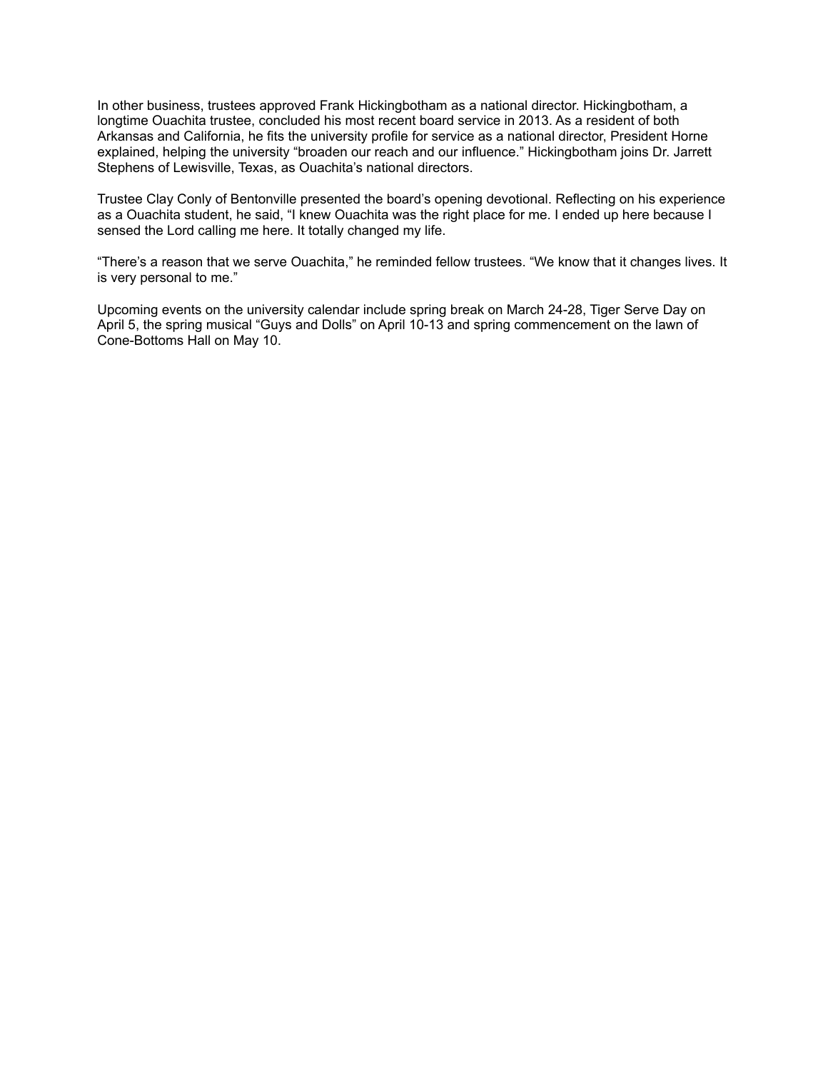In other business, trustees approved Frank Hickingbotham as a national director. Hickingbotham, a longtime Ouachita trustee, concluded his most recent board service in 2013. As a resident of both Arkansas and California, he fits the university profile for service as a national director, President Horne explained, helping the university "broaden our reach and our influence." Hickingbotham joins Dr. Jarrett Stephens of Lewisville, Texas, as Ouachita's national directors.

Trustee Clay Conly of Bentonville presented the board's opening devotional. Reflecting on his experience as a Ouachita student, he said, "I knew Ouachita was the right place for me. I ended up here because I sensed the Lord calling me here. It totally changed my life.

"There's a reason that we serve Ouachita," he reminded fellow trustees. "We know that it changes lives. It is very personal to me."

Upcoming events on the university calendar include spring break on March 24-28, Tiger Serve Day on April 5, the spring musical "Guys and Dolls" on April 10-13 and spring commencement on the lawn of Cone-Bottoms Hall on May 10.